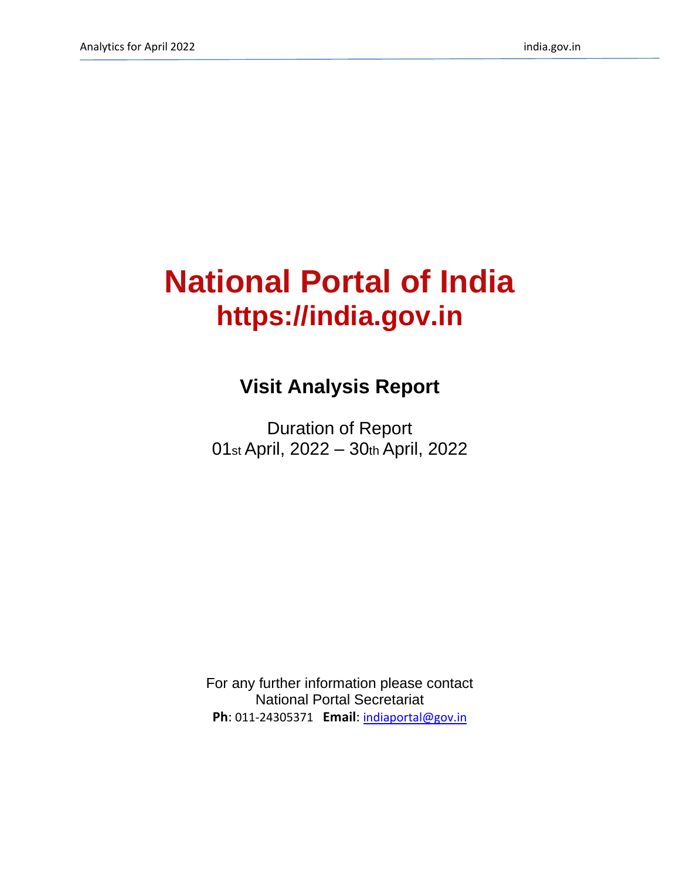# National Portal of India
## https://india.gov.in

### Visit Analysis Report

Duration of Report
01st April, 2022 – 30th April, 2022

For any further information please contact
National Portal Secretariat
**Ph**: 011-24305371 **Email**: indiaportal@gov.in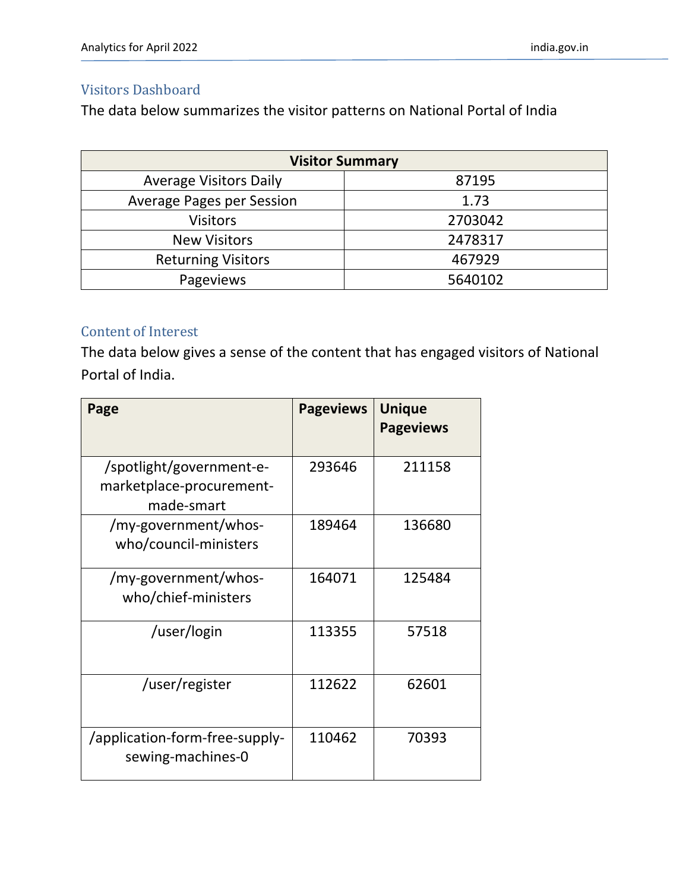## Visitors Dashboard

The data below summarizes the visitor patterns on National Portal of India

| Visitor Summary | |
|---|---|
| Average Visitors Daily | 87195 |
| Average Pages per Session | 1.73 |
| Visitors | 2703042 |
| New Visitors | 2478317 |
| Returning Visitors | 467929 |
| Pageviews | 5640102 |

## Content of Interest

The data below gives a sense of the content that has engaged visitors of National Portal of India.

| Page | Pageviews | Unique Pageviews |
|---|---|---|
| /spotlight/government-e-marketplace-procurement-made-smart | 293646 | 211158 |
| /my-government/whos-who/council-ministers | 189464 | 136680 |
| /my-government/whos-who/chief-ministers | 164071 | 125484 |
| /user/login | 113355 | 57518 |
| /user/register | 112622 | 62601 |
| /application-form-free-supply-sewing-machines-0 | 110462 | 70393 |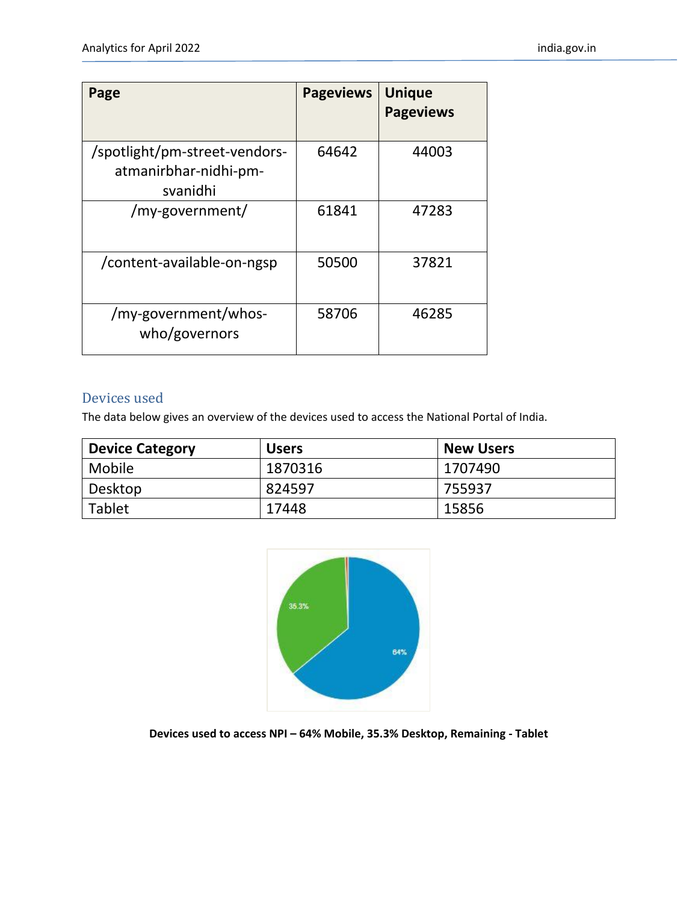| Page | Pageviews | Unique Pageviews |
|---|---|---|
| /spotlight/pm-street-vendors-atmanirbhar-nidhi-pm-svanidhi | 64642 | 44003 |
| /my-government/ | 61841 | 47283 |
| /content-available-on-ngsp | 50500 | 37821 |
| /my-government/whos-who/governors | 58706 | 46285 |

## Devices used

The data below gives an overview of the devices used to access the National Portal of India.

| Device Category | Users | New Users |
|---|---|---|
| Mobile | 1870316 | 1707490 |
| Desktop | 824597 | 755937 |
| Tablet | 17448 | 15856 |

**Devices used to access NPI – 64% Mobile, 35.3% Desktop, Remaining - Tablet**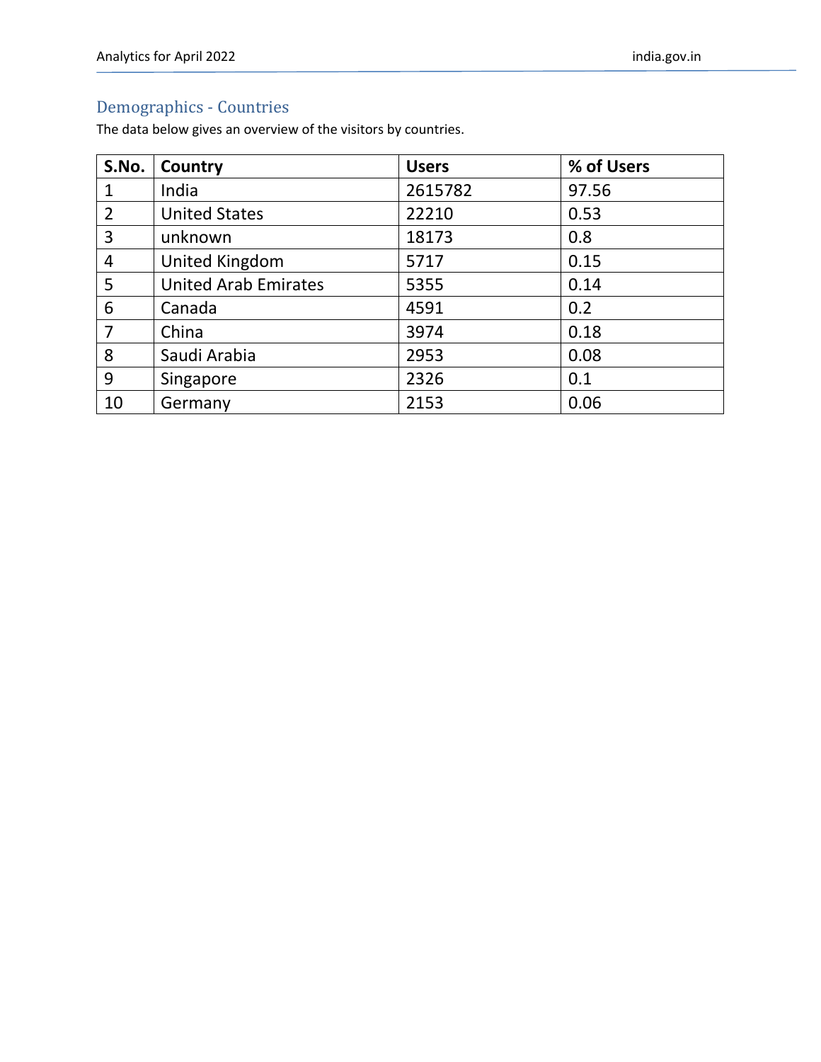## Demographics - Countries

The data below gives an overview of the visitors by countries.

| S.No. | Country | Users | % of Users |
|---|---|---|---|
| 1 | India | 2615782 | 97.56 |
| 2 | United States | 22210 | 0.53 |
| 3 | unknown | 18173 | 0.8 |
| 4 | United Kingdom | 5717 | 0.15 |
| 5 | United Arab Emirates | 5355 | 0.14 |
| 6 | Canada | 4591 | 0.2 |
| 7 | China | 3974 | 0.18 |
| 8 | Saudi Arabia | 2953 | 0.08 |
| 9 | Singapore | 2326 | 0.1 |
| 10 | Germany | 2153 | 0.06 |